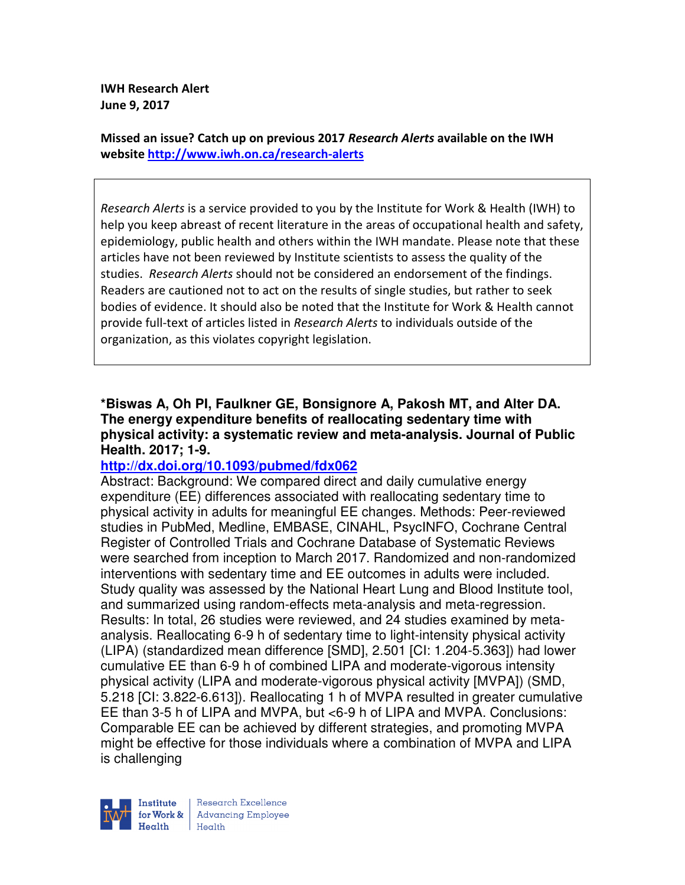**IWH Research Alert**
**June 9, 2017**

**Missed an issue? Catch up on previous 2017 *Research Alerts* available on the IWH website [http://www.iwh.on.ca/research-alerts](http://www.iwh.on.ca/research-alerts)**

> *Research Alerts* is a service provided to you by the Institute for Work & Health (IWH) to help you keep abreast of recent literature in the areas of occupational health and safety, epidemiology, public health and others within the IWH mandate. Please note that these articles have not been reviewed by Institute scientists to assess the quality of the studies. *Research Alerts* should not be considered an endorsement of the findings. Readers are cautioned not to act on the results of single studies, but rather to seek bodies of evidence. It should also be noted that the Institute for Work & Health cannot provide full-text of articles listed in *Research Alerts* to individuals outside of the organization, as this violates copyright legislation.

**\*Biswas A, Oh PI, Faulkner GE, Bonsignore A, Pakosh MT, and Alter DA. The energy expenditure benefits of reallocating sedentary time with physical activity: a systematic review and meta-analysis. Journal of Public Health. 2017; 1-9.**

**[http://dx.doi.org/10.1093/pubmed/fdx062](http://dx.doi.org/10.1093/pubmed/fdx062)**

Abstract: Background: We compared direct and daily cumulative energy expenditure (EE) differences associated with reallocating sedentary time to physical activity in adults for meaningful EE changes. Methods: Peer-reviewed studies in PubMed, Medline, EMBASE, CINAHL, PsycINFO, Cochrane Central Register of Controlled Trials and Cochrane Database of Systematic Reviews were searched from inception to March 2017. Randomized and non-randomized interventions with sedentary time and EE outcomes in adults were included. Study quality was assessed by the National Heart Lung and Blood Institute tool, and summarized using random-effects meta-analysis and meta-regression. Results: In total, 26 studies were reviewed, and 24 studies examined by meta-analysis. Reallocating 6-9 h of sedentary time to light-intensity physical activity (LIPA) (standardized mean difference [SMD], 2.501 [CI: 1.204-5.363]) had lower cumulative EE than 6-9 h of combined LIPA and moderate-vigorous intensity physical activity (LIPA and moderate-vigorous physical activity [MVPA]) (SMD, 5.218 [CI: 3.822-6.613]). Reallocating 1 h of MVPA resulted in greater cumulative EE than 3-5 h of LIPA and MVPA, but <6-9 h of LIPA and MVPA. Conclusions: Comparable EE can be achieved by different strategies, and promoting MVPA might be effective for those individuals where a combination of MVPA and LIPA is challenging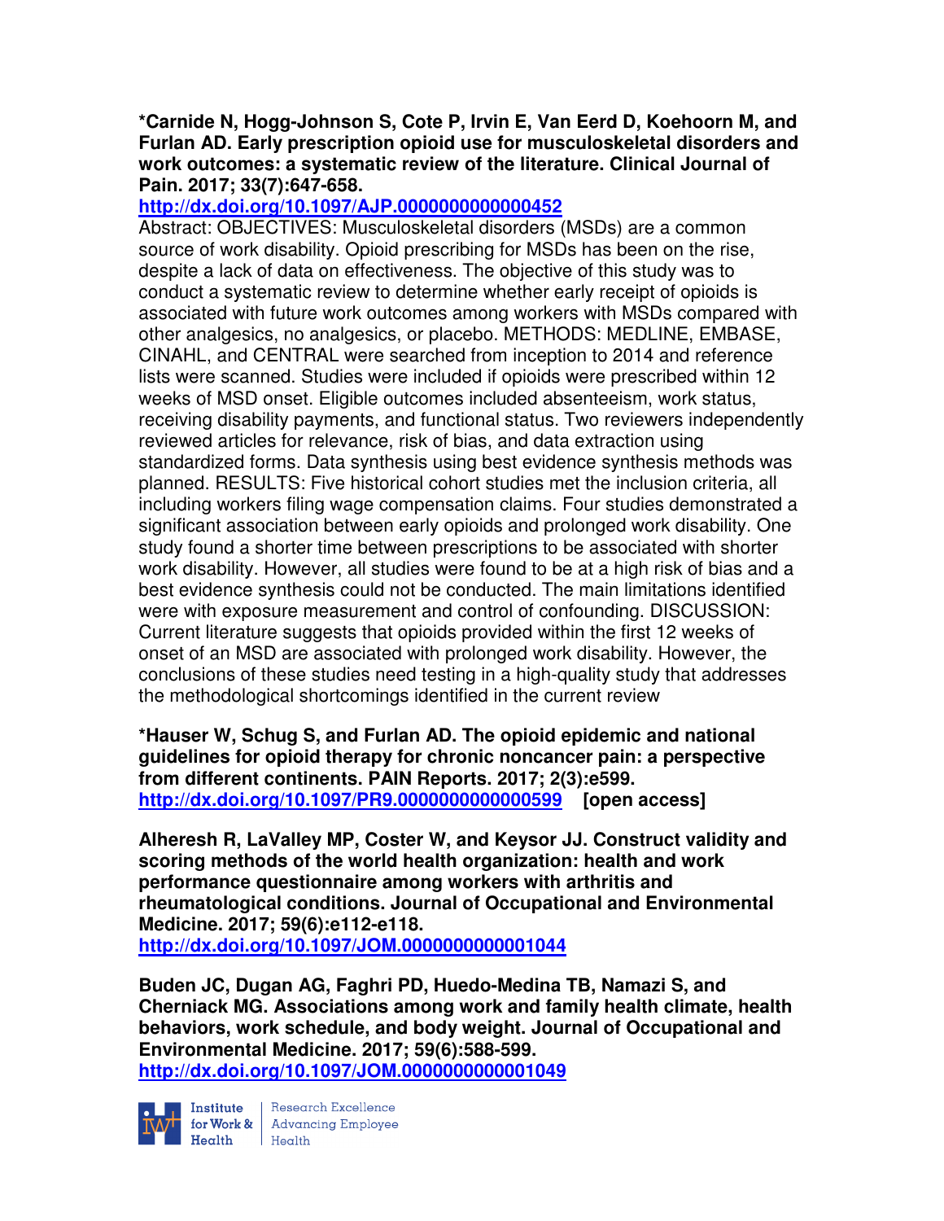**\*Carnide N, Hogg-Johnson S, Cote P, Irvin E, Van Eerd D, Koehoorn M, and Furlan AD. Early prescription opioid use for musculoskeletal disorders and work outcomes: a systematic review of the literature. Clinical Journal of Pain. 2017; 33(7):647-658.**
**http://dx.doi.org/10.1097/AJP.0000000000000452**
Abstract: OBJECTIVES: Musculoskeletal disorders (MSDs) are a common source of work disability. Opioid prescribing for MSDs has been on the rise, despite a lack of data on effectiveness. The objective of this study was to conduct a systematic review to determine whether early receipt of opioids is associated with future work outcomes among workers with MSDs compared with other analgesics, no analgesics, or placebo. METHODS: MEDLINE, EMBASE, CINAHL, and CENTRAL were searched from inception to 2014 and reference lists were scanned. Studies were included if opioids were prescribed within 12 weeks of MSD onset. Eligible outcomes included absenteeism, work status, receiving disability payments, and functional status. Two reviewers independently reviewed articles for relevance, risk of bias, and data extraction using standardized forms. Data synthesis using best evidence synthesis methods was planned. RESULTS: Five historical cohort studies met the inclusion criteria, all including workers filing wage compensation claims. Four studies demonstrated a significant association between early opioids and prolonged work disability. One study found a shorter time between prescriptions to be associated with shorter work disability. However, all studies were found to be at a high risk of bias and a best evidence synthesis could not be conducted. The main limitations identified were with exposure measurement and control of confounding. DISCUSSION: Current literature suggests that opioids provided within the first 12 weeks of onset of an MSD are associated with prolonged work disability. However, the conclusions of these studies need testing in a high-quality study that addresses the methodological shortcomings identified in the current review

**\*Hauser W, Schug S, and Furlan AD. The opioid epidemic and national guidelines for opioid therapy for chronic noncancer pain: a perspective from different continents. PAIN Reports. 2017; 2(3):e599.**
**http://dx.doi.org/10.1097/PR9.0000000000000599 [open access]**

**Alheresh R, LaValley MP, Coster W, and Keysor JJ. Construct validity and scoring methods of the world health organization: health and work performance questionnaire among workers with arthritis and rheumatological conditions. Journal of Occupational and Environmental Medicine. 2017; 59(6):e112-e118.**
**http://dx.doi.org/10.1097/JOM.0000000000001044**

**Buden JC, Dugan AG, Faghri PD, Huedo-Medina TB, Namazi S, and Cherniack MG. Associations among work and family health climate, health behaviors, work schedule, and body weight. Journal of Occupational and Environmental Medicine. 2017; 59(6):588-599.**
**http://dx.doi.org/10.1097/JOM.0000000000001049**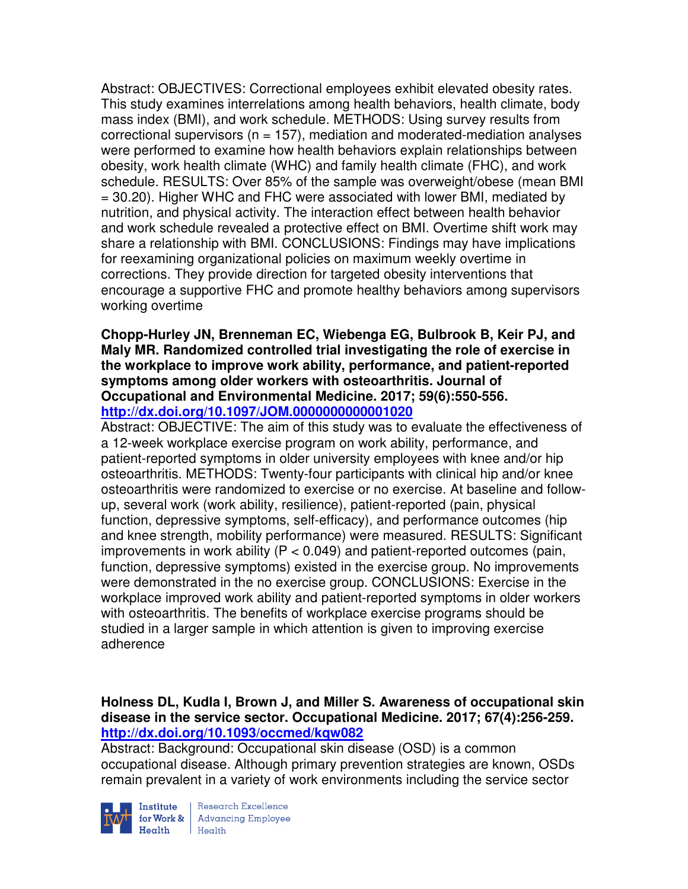Abstract: OBJECTIVES: Correctional employees exhibit elevated obesity rates. This study examines interrelations among health behaviors, health climate, body mass index (BMI), and work schedule. METHODS: Using survey results from correctional supervisors (n = 157), mediation and moderated-mediation analyses were performed to examine how health behaviors explain relationships between obesity, work health climate (WHC) and family health climate (FHC), and work schedule. RESULTS: Over 85% of the sample was overweight/obese (mean BMI = 30.20). Higher WHC and FHC were associated with lower BMI, mediated by nutrition, and physical activity. The interaction effect between health behavior and work schedule revealed a protective effect on BMI. Overtime shift work may share a relationship with BMI. CONCLUSIONS: Findings may have implications for reexamining organizational policies on maximum weekly overtime in corrections. They provide direction for targeted obesity interventions that encourage a supportive FHC and promote healthy behaviors among supervisors working overtime

**Chopp-Hurley JN, Brenneman EC, Wiebenga EG, Bulbrook B, Keir PJ, and Maly MR. Randomized controlled trial investigating the role of exercise in the workplace to improve work ability, performance, and patient-reported symptoms among older workers with osteoarthritis. Journal of Occupational and Environmental Medicine. 2017; 59(6):550-556.**
**http://dx.doi.org/10.1097/JOM.0000000000001020**
Abstract: OBJECTIVE: The aim of this study was to evaluate the effectiveness of a 12-week workplace exercise program on work ability, performance, and patient-reported symptoms in older university employees with knee and/or hip osteoarthritis. METHODS: Twenty-four participants with clinical hip and/or knee osteoarthritis were randomized to exercise or no exercise. At baseline and follow-up, several work (work ability, resilience), patient-reported (pain, physical function, depressive symptoms, self-efficacy), and performance outcomes (hip and knee strength, mobility performance) were measured. RESULTS: Significant improvements in work ability ($P < 0.049$) and patient-reported outcomes (pain, function, depressive symptoms) existed in the exercise group. No improvements were demonstrated in the no exercise group. CONCLUSIONS: Exercise in the workplace improved work ability and patient-reported symptoms in older workers with osteoarthritis. The benefits of workplace exercise programs should be studied in a larger sample in which attention is given to improving exercise adherence

**Holness DL, Kudla I, Brown J, and Miller S. Awareness of occupational skin disease in the service sector. Occupational Medicine. 2017; 67(4):256-259.**
**http://dx.doi.org/10.1093/occmed/kqw082**
Abstract: Background: Occupational skin disease (OSD) is a common occupational disease. Although primary prevention strategies are known, OSDs remain prevalent in a variety of work environments including the service sector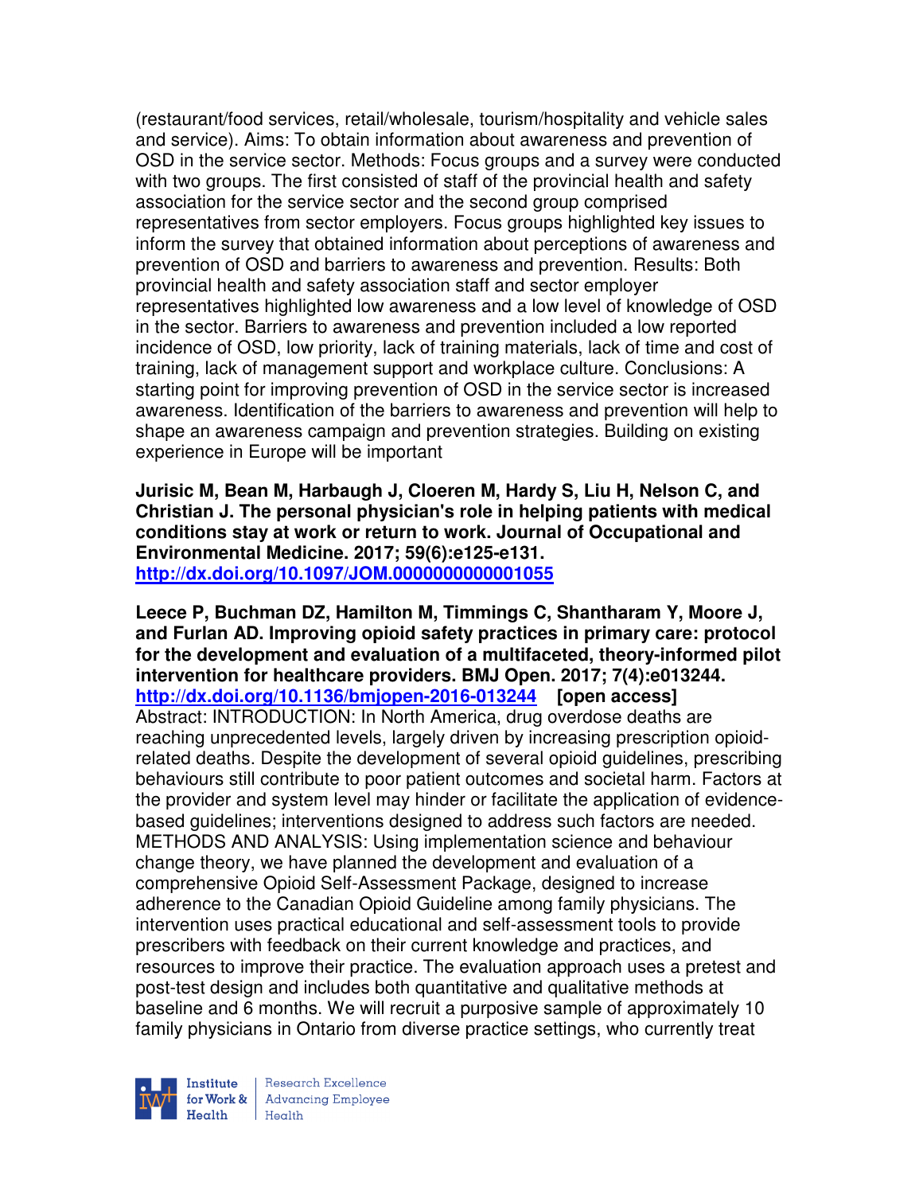(restaurant/food services, retail/wholesale, tourism/hospitality and vehicle sales and service). Aims: To obtain information about awareness and prevention of OSD in the service sector. Methods: Focus groups and a survey were conducted with two groups. The first consisted of staff of the provincial health and safety association for the service sector and the second group comprised representatives from sector employers. Focus groups highlighted key issues to inform the survey that obtained information about perceptions of awareness and prevention of OSD and barriers to awareness and prevention. Results: Both provincial health and safety association staff and sector employer representatives highlighted low awareness and a low level of knowledge of OSD in the sector. Barriers to awareness and prevention included a low reported incidence of OSD, low priority, lack of training materials, lack of time and cost of training, lack of management support and workplace culture. Conclusions: A starting point for improving prevention of OSD in the service sector is increased awareness. Identification of the barriers to awareness and prevention will help to shape an awareness campaign and prevention strategies. Building on existing experience in Europe will be important

**Jurisic M, Bean M, Harbaugh J, Cloeren M, Hardy S, Liu H, Nelson C, and Christian J. The personal physician's role in helping patients with medical conditions stay at work or return to work. Journal of Occupational and Environmental Medicine. 2017; 59(6):e125-e131.**
**http://dx.doi.org/10.1097/JOM.0000000000001055**

**Leece P, Buchman DZ, Hamilton M, Timmings C, Shantharam Y, Moore J, and Furlan AD. Improving opioid safety practices in primary care: protocol for the development and evaluation of a multifaceted, theory-informed pilot intervention for healthcare providers. BMJ Open. 2017; 7(4):e013244.**
**http://dx.doi.org/10.1136/bmjopen-2016-013244 [open access]**
Abstract: INTRODUCTION: In North America, drug overdose deaths are reaching unprecedented levels, largely driven by increasing prescription opioid-related deaths. Despite the development of several opioid guidelines, prescribing behaviours still contribute to poor patient outcomes and societal harm. Factors at the provider and system level may hinder or facilitate the application of evidence-based guidelines; interventions designed to address such factors are needed. METHODS AND ANALYSIS: Using implementation science and behaviour change theory, we have planned the development and evaluation of a comprehensive Opioid Self-Assessment Package, designed to increase adherence to the Canadian Opioid Guideline among family physicians. The intervention uses practical educational and self-assessment tools to provide prescribers with feedback on their current knowledge and practices, and resources to improve their practice. The evaluation approach uses a pretest and post-test design and includes both quantitative and qualitative methods at baseline and 6 months. We will recruit a purposive sample of approximately 10 family physicians in Ontario from diverse practice settings, who currently treat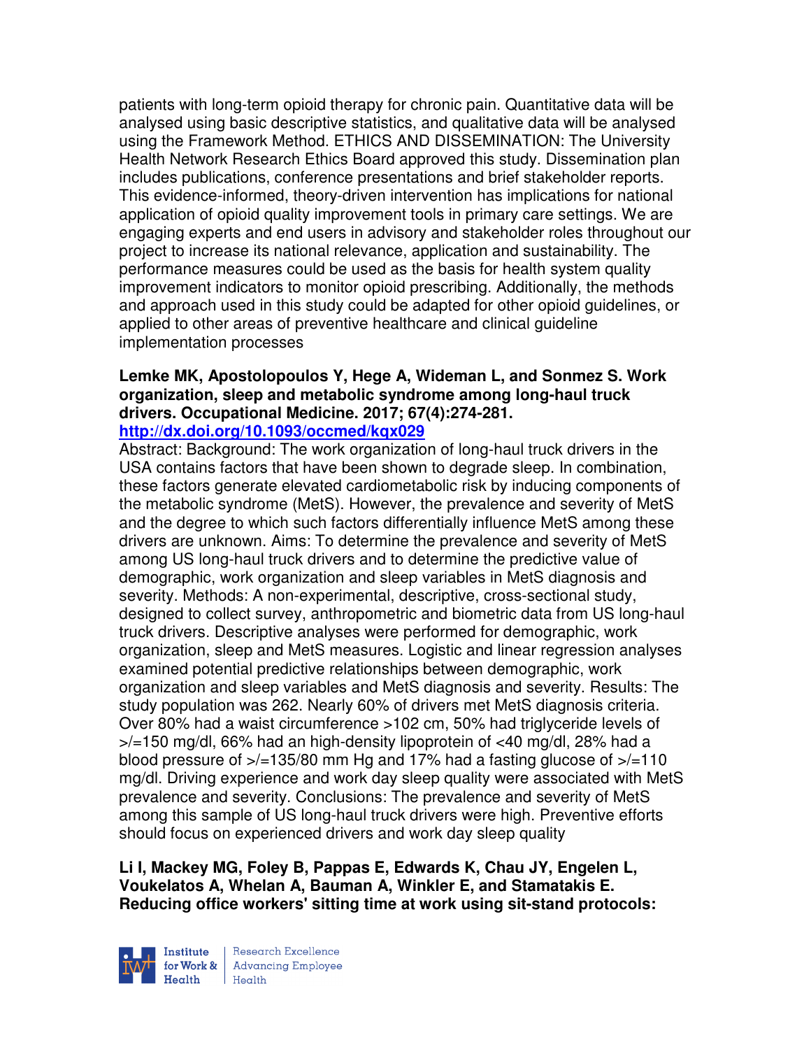patients with long-term opioid therapy for chronic pain. Quantitative data will be analysed using basic descriptive statistics, and qualitative data will be analysed using the Framework Method. ETHICS AND DISSEMINATION: The University Health Network Research Ethics Board approved this study. Dissemination plan includes publications, conference presentations and brief stakeholder reports. This evidence-informed, theory-driven intervention has implications for national application of opioid quality improvement tools in primary care settings. We are engaging experts and end users in advisory and stakeholder roles throughout our project to increase its national relevance, application and sustainability. The performance measures could be used as the basis for health system quality improvement indicators to monitor opioid prescribing. Additionally, the methods and approach used in this study could be adapted for other opioid guidelines, or applied to other areas of preventive healthcare and clinical guideline implementation processes

**Lemke MK, Apostolopoulos Y, Hege A, Wideman L, and Sonmez S. Work organization, sleep and metabolic syndrome among long-haul truck drivers. Occupational Medicine. 2017; 67(4):274-281.**
**http://dx.doi.org/10.1093/occmed/kqx029**

Abstract: Background: The work organization of long-haul truck drivers in the USA contains factors that have been shown to degrade sleep. In combination, these factors generate elevated cardiometabolic risk by inducing components of the metabolic syndrome (MetS). However, the prevalence and severity of MetS and the degree to which such factors differentially influence MetS among these drivers are unknown. Aims: To determine the prevalence and severity of MetS among US long-haul truck drivers and to determine the predictive value of demographic, work organization and sleep variables in MetS diagnosis and severity. Methods: A non-experimental, descriptive, cross-sectional study, designed to collect survey, anthropometric and biometric data from US long-haul truck drivers. Descriptive analyses were performed for demographic, work organization, sleep and MetS measures. Logistic and linear regression analyses examined potential predictive relationships between demographic, work organization and sleep variables and MetS diagnosis and severity. Results: The study population was 262. Nearly 60% of drivers met MetS diagnosis criteria. Over 80% had a waist circumference >102 cm, 50% had triglyceride levels of >/=150 mg/dl, 66% had an high-density lipoprotein of <40 mg/dl, 28% had a blood pressure of >/=135/80 mm Hg and 17% had a fasting glucose of >/=110 mg/dl. Driving experience and work day sleep quality were associated with MetS prevalence and severity. Conclusions: The prevalence and severity of MetS among this sample of US long-haul truck drivers were high. Preventive efforts should focus on experienced drivers and work day sleep quality

**Li I, Mackey MG, Foley B, Pappas E, Edwards K, Chau JY, Engelen L, Voukelatos A, Whelan A, Bauman A, Winkler E, and Stamatakis E. Reducing office workers' sitting time at work using sit-stand protocols:**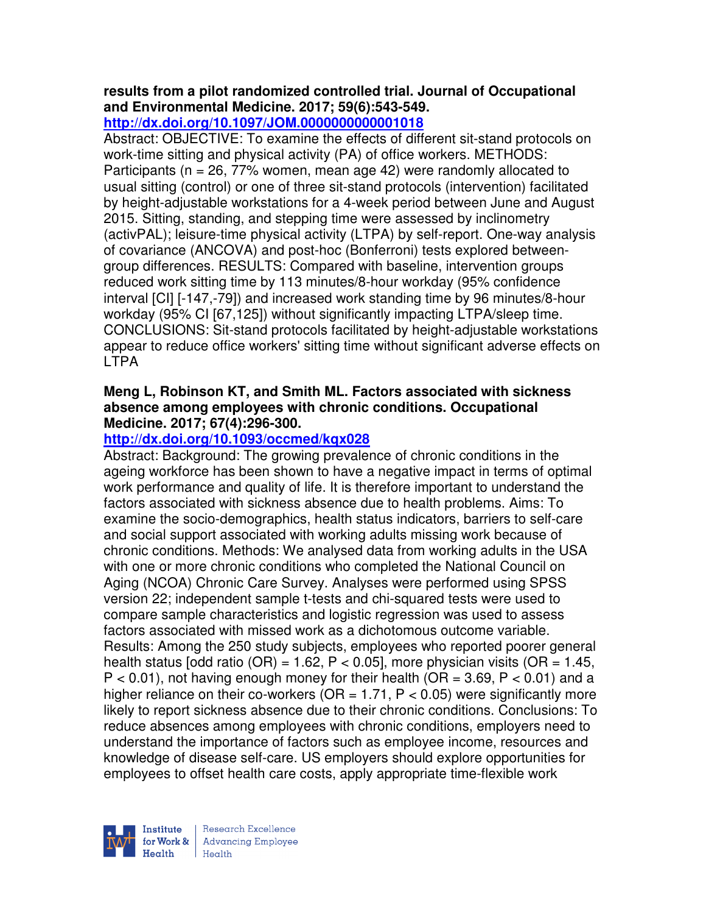**results from a pilot randomized controlled trial. Journal of Occupational and Environmental Medicine. 2017; 59(6):543-549.**
**http://dx.doi.org/10.1097/JOM.0000000000001018**

Abstract: OBJECTIVE: To examine the effects of different sit-stand protocols on work-time sitting and physical activity (PA) of office workers. METHODS: Participants (n = 26, 77% women, mean age 42) were randomly allocated to usual sitting (control) or one of three sit-stand protocols (intervention) facilitated by height-adjustable workstations for a 4-week period between June and August 2015. Sitting, standing, and stepping time were assessed by inclinometry (activPAL); leisure-time physical activity (LTPA) by self-report. One-way analysis of covariance (ANCOVA) and post-hoc (Bonferroni) tests explored between-group differences. RESULTS: Compared with baseline, intervention groups reduced work sitting time by 113 minutes/8-hour workday (95% confidence interval [CI] [-147,-79]) and increased work standing time by 96 minutes/8-hour workday (95% CI [67,125]) without significantly impacting LTPA/sleep time. CONCLUSIONS: Sit-stand protocols facilitated by height-adjustable workstations appear to reduce office workers' sitting time without significant adverse effects on LTPA

**Meng L, Robinson KT, and Smith ML. Factors associated with sickness absence among employees with chronic conditions. Occupational Medicine. 2017; 67(4):296-300.**
**http://dx.doi.org/10.1093/occmed/kqx028**

Abstract: Background: The growing prevalence of chronic conditions in the ageing workforce has been shown to have a negative impact in terms of optimal work performance and quality of life. It is therefore important to understand the factors associated with sickness absence due to health problems. Aims: To examine the socio-demographics, health status indicators, barriers to self-care and social support associated with working adults missing work because of chronic conditions. Methods: We analysed data from working adults in the USA with one or more chronic conditions who completed the National Council on Aging (NCOA) Chronic Care Survey. Analyses were performed using SPSS version 22; independent sample t-tests and chi-squared tests were used to compare sample characteristics and logistic regression was used to assess factors associated with missed work as a dichotomous outcome variable. Results: Among the 250 study subjects, employees who reported poorer general health status [odd ratio (OR) = 1.62, $P < 0.05$], more physician visits (OR = 1.45, $P < 0.01$), not having enough money for their health (OR = 3.69, $P < 0.01$) and a higher reliance on their co-workers (OR = 1.71, $P < 0.05$) were significantly more likely to report sickness absence due to their chronic conditions. Conclusions: To reduce absences among employees with chronic conditions, employers need to understand the importance of factors such as employee income, resources and knowledge of disease self-care. US employers should explore opportunities for employees to offset health care costs, apply appropriate time-flexible work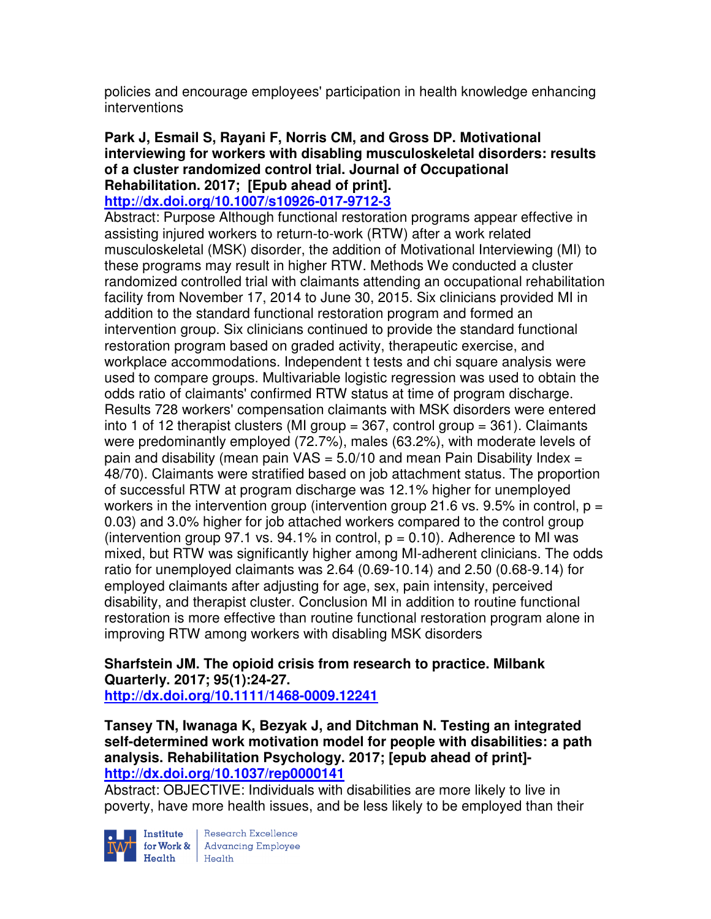policies and encourage employees' participation in health knowledge enhancing interventions

**Park J, Esmail S, Rayani F, Norris CM, and Gross DP. Motivational interviewing for workers with disabling musculoskeletal disorders: results of a cluster randomized control trial. Journal of Occupational Rehabilitation. 2017; [Epub ahead of print].**
**http://dx.doi.org/10.1007/s10926-017-9712-3**

Abstract: Purpose Although functional restoration programs appear effective in assisting injured workers to return-to-work (RTW) after a work related musculoskeletal (MSK) disorder, the addition of Motivational Interviewing (MI) to these programs may result in higher RTW. Methods We conducted a cluster randomized controlled trial with claimants attending an occupational rehabilitation facility from November 17, 2014 to June 30, 2015. Six clinicians provided MI in addition to the standard functional restoration program and formed an intervention group. Six clinicians continued to provide the standard functional restoration program based on graded activity, therapeutic exercise, and workplace accommodations. Independent t tests and chi square analysis were used to compare groups. Multivariable logistic regression was used to obtain the odds ratio of claimants' confirmed RTW status at time of program discharge. Results 728 workers' compensation claimants with MSK disorders were entered into 1 of 12 therapist clusters (MI group = 367, control group = 361). Claimants were predominantly employed (72.7%), males (63.2%), with moderate levels of pain and disability (mean pain VAS = 5.0/10 and mean Pain Disability Index = 48/70). Claimants were stratified based on job attachment status. The proportion of successful RTW at program discharge was 12.1% higher for unemployed workers in the intervention group (intervention group 21.6 vs. 9.5% in control, $p = 0.03$) and 3.0% higher for job attached workers compared to the control group (intervention group 97.1 vs. 94.1% in control, $p = 0.10$). Adherence to MI was mixed, but RTW was significantly higher among MI-adherent clinicians. The odds ratio for unemployed claimants was 2.64 (0.69-10.14) and 2.50 (0.68-9.14) for employed claimants after adjusting for age, sex, pain intensity, perceived disability, and therapist cluster. Conclusion MI in addition to routine functional restoration is more effective than routine functional restoration program alone in improving RTW among workers with disabling MSK disorders

**Sharfstein JM. The opioid crisis from research to practice. Milbank Quarterly. 2017; 95(1):24-27.**
**http://dx.doi.org/10.1111/1468-0009.12241**

**Tansey TN, Iwanaga K, Bezyak J, and Ditchman N. Testing an integrated self-determined work motivation model for people with disabilities: a path analysis. Rehabilitation Psychology. 2017; [epub ahead of print]-**
**http://dx.doi.org/10.1037/rep0000141**

Abstract: OBJECTIVE: Individuals with disabilities are more likely to live in poverty, have more health issues, and be less likely to be employed than their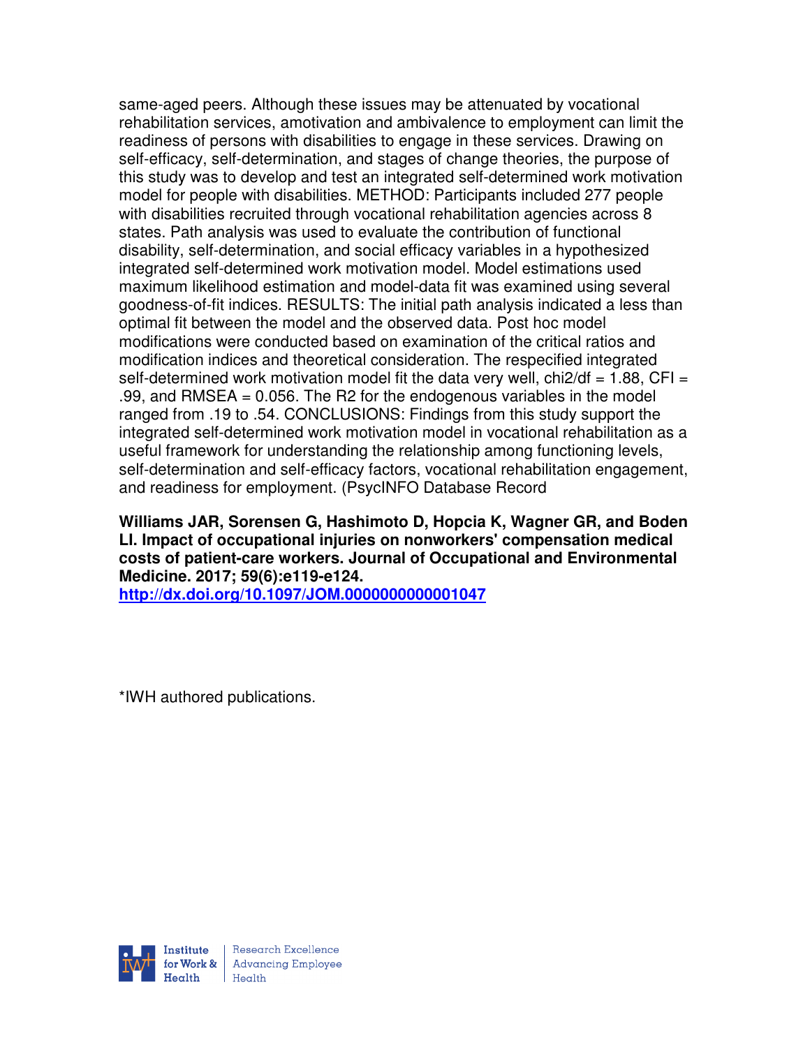same-aged peers. Although these issues may be attenuated by vocational rehabilitation services, amotivation and ambivalence to employment can limit the readiness of persons with disabilities to engage in these services. Drawing on self-efficacy, self-determination, and stages of change theories, the purpose of this study was to develop and test an integrated self-determined work motivation model for people with disabilities. METHOD: Participants included 277 people with disabilities recruited through vocational rehabilitation agencies across 8 states. Path analysis was used to evaluate the contribution of functional disability, self-determination, and social efficacy variables in a hypothesized integrated self-determined work motivation model. Model estimations used maximum likelihood estimation and model-data fit was examined using several goodness-of-fit indices. RESULTS: The initial path analysis indicated a less than optimal fit between the model and the observed data. Post hoc model modifications were conducted based on examination of the critical ratios and modification indices and theoretical consideration. The respecified integrated self-determined work motivation model fit the data very well, chi2/df = 1.88, CFI = .99, and RMSEA = 0.056. The R2 for the endogenous variables in the model ranged from .19 to .54. CONCLUSIONS: Findings from this study support the integrated self-determined work motivation model in vocational rehabilitation as a useful framework for understanding the relationship among functioning levels, self-determination and self-efficacy factors, vocational rehabilitation engagement, and readiness for employment. (PsycINFO Database Record

**Williams JAR, Sorensen G, Hashimoto D, Hopcia K, Wagner GR, and Boden LI. Impact of occupational injuries on nonworkers' compensation medical costs of patient-care workers. Journal of Occupational and Environmental Medicine. 2017; 59(6):e119-e124.**
[http://dx.doi.org/10.1097/JOM.0000000000001047](http://dx.doi.org/10.1097/JOM.0000000000001047)

*IWH authored publications.